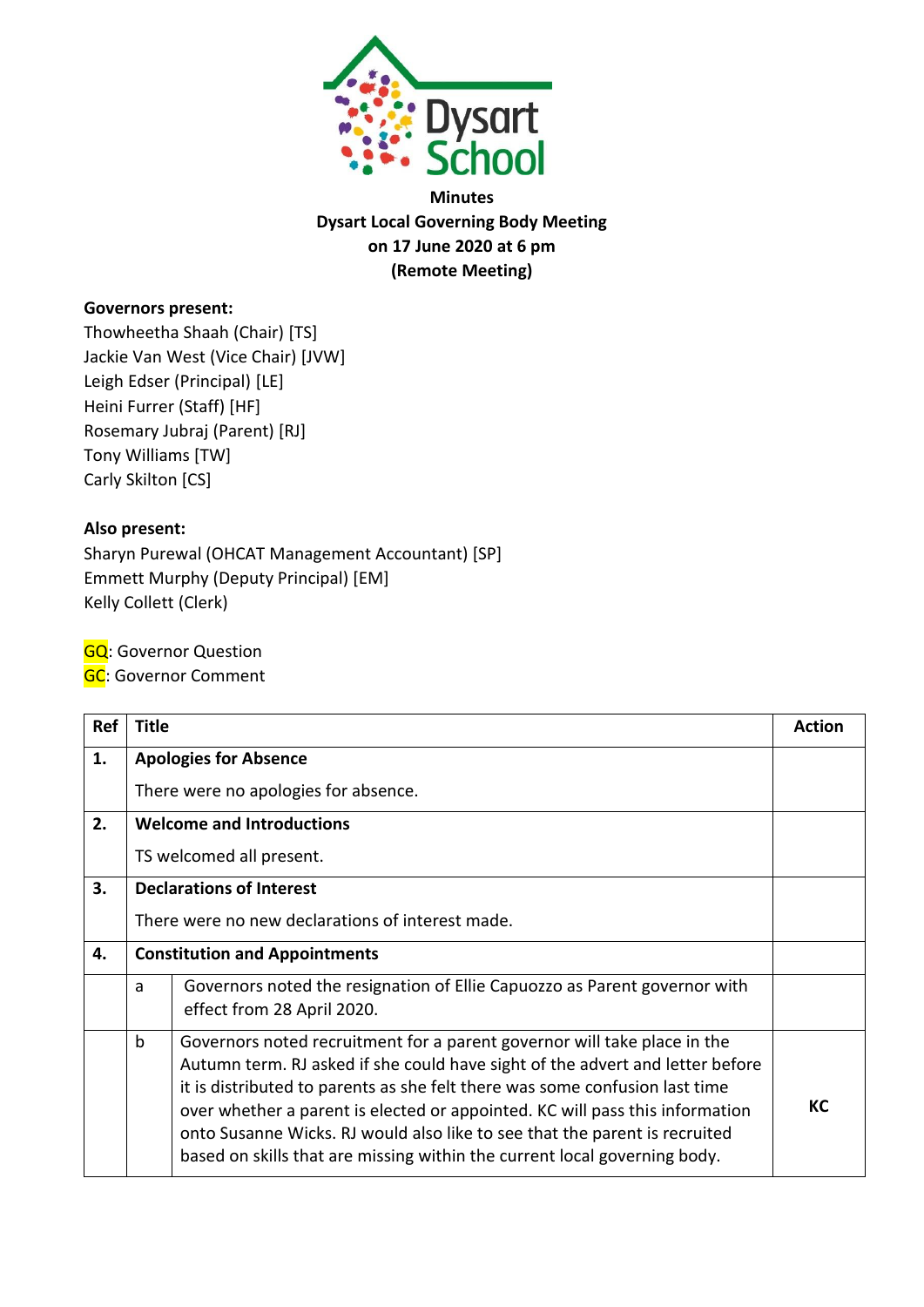Dysart School

**Minutes**
**Dysart Local Governing Body Meeting**
**on 17 June 2020 at 6 pm**
**(Remote Meeting)**

**Governors present:**
Thowheetha Shaah (Chair) [TS]
Jackie Van West (Vice Chair) [JVW]
Leigh Edser (Principal) [LE]
Heini Furrer (Staff) [HF]
Rosemary Jubraj (Parent) [RJ]
Tony Williams [TW]
Carly Skilton [CS]

**Also present:**
Sharyn Purewal (OHCAT Management Accountant) [SP]
Emmett Murphy (Deputy Principal) [EM]
Kelly Collett (Clerk)

GQ: Governor Question
GC: Governor Comment

| Ref | Title | | Action |
|---|---|---|---|
| **1.** | **Apologies for Absence** | | |
| | There were no apologies for absence. | | |
| **2.** | **Welcome and Introductions** | | |
| | TS welcomed all present. | | |
| **3.** | **Declarations of Interest** | | |
| | There were no new declarations of interest made. | | |
| **4.** | **Constitution and Appointments** | | |
| | a | Governors noted the resignation of Ellie Capuozzo as Parent governor with effect from 28 April 2020. | |
| | b | Governors noted recruitment for a parent governor will take place in the Autumn term. RJ asked if she could have sight of the advert and letter before it is distributed to parents as she felt there was some confusion last time over whether a parent is elected or appointed. KC will pass this information onto Susanne Wicks. RJ would also like to see that the parent is recruited based on skills that are missing within the current local governing body. | **KC** |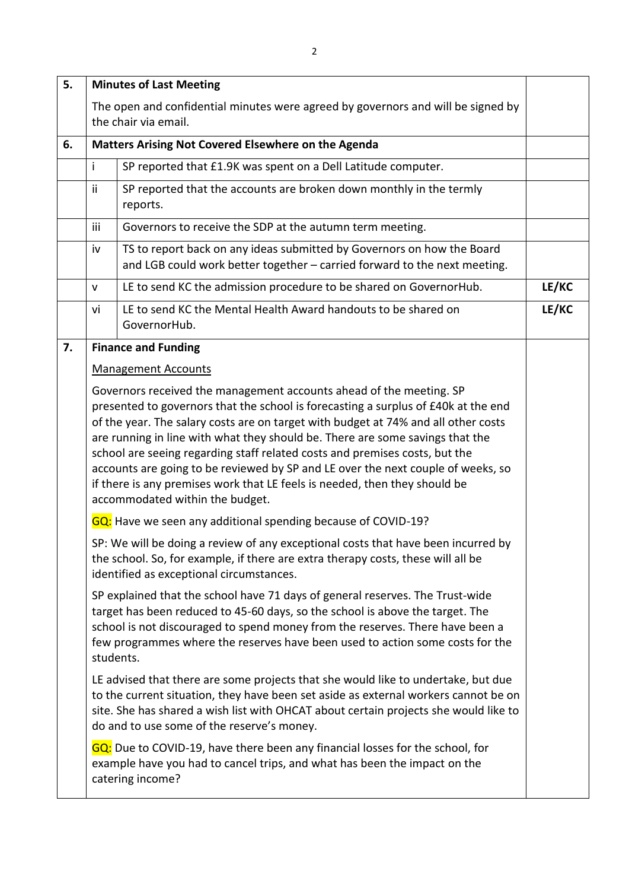| | | | |
|---|---|---|---|
| **5.** | **Minutes of Last Meeting** | | |
| | The open and confidential minutes were agreed by governors and will be signed by the chair via email. | | |
| **6.** | **Matters Arising Not Covered Elsewhere on the Agenda** | | |
| | i | SP reported that £1.9K was spent on a Dell Latitude computer. | |
| | ii | SP reported that the accounts are broken down monthly in the termly reports. | |
| | iii | Governors to receive the SDP at the autumn term meeting. | |
| | iv | TS to report back on any ideas submitted by Governors on how the Board and LGB could work better together – carried forward to the next meeting. | |
| | v | LE to send KC the admission procedure to be shared on GovernorHub. | **LE/KC** |
| | vi | LE to send KC the Mental Health Award handouts to be shared on GovernorHub. | **LE/KC** |
| **7.** | **Finance and Funding** | | |

**7. Finance and Funding**

Management Accounts

Governors received the management accounts ahead of the meeting. SP presented to governors that the school is forecasting a surplus of £40k at the end of the year. The salary costs are on target with budget at 74% and all other costs are running in line with what they should be. There are some savings that the school are seeing regarding staff related costs and premises costs, but the accounts are going to be reviewed by SP and LE over the next couple of weeks, so if there is any premises work that LE feels is needed, then they should be accommodated within the budget.

GQ: Have we seen any additional spending because of COVID-19?

SP: We will be doing a review of any exceptional costs that have been incurred by the school. So, for example, if there are extra therapy costs, these will all be identified as exceptional circumstances.

SP explained that the school have 71 days of general reserves. The Trust-wide target has been reduced to 45-60 days, so the school is above the target. The school is not discouraged to spend money from the reserves. There have been a few programmes where the reserves have been used to action some costs for the students.

LE advised that there are some projects that she would like to undertake, but due to the current situation, they have been set aside as external workers cannot be on site. She has shared a wish list with OHCAT about certain projects she would like to do and to use some of the reserve's money.

GQ: Due to COVID-19, have there been any financial losses for the school, for example have you had to cancel trips, and what has been the impact on the catering income?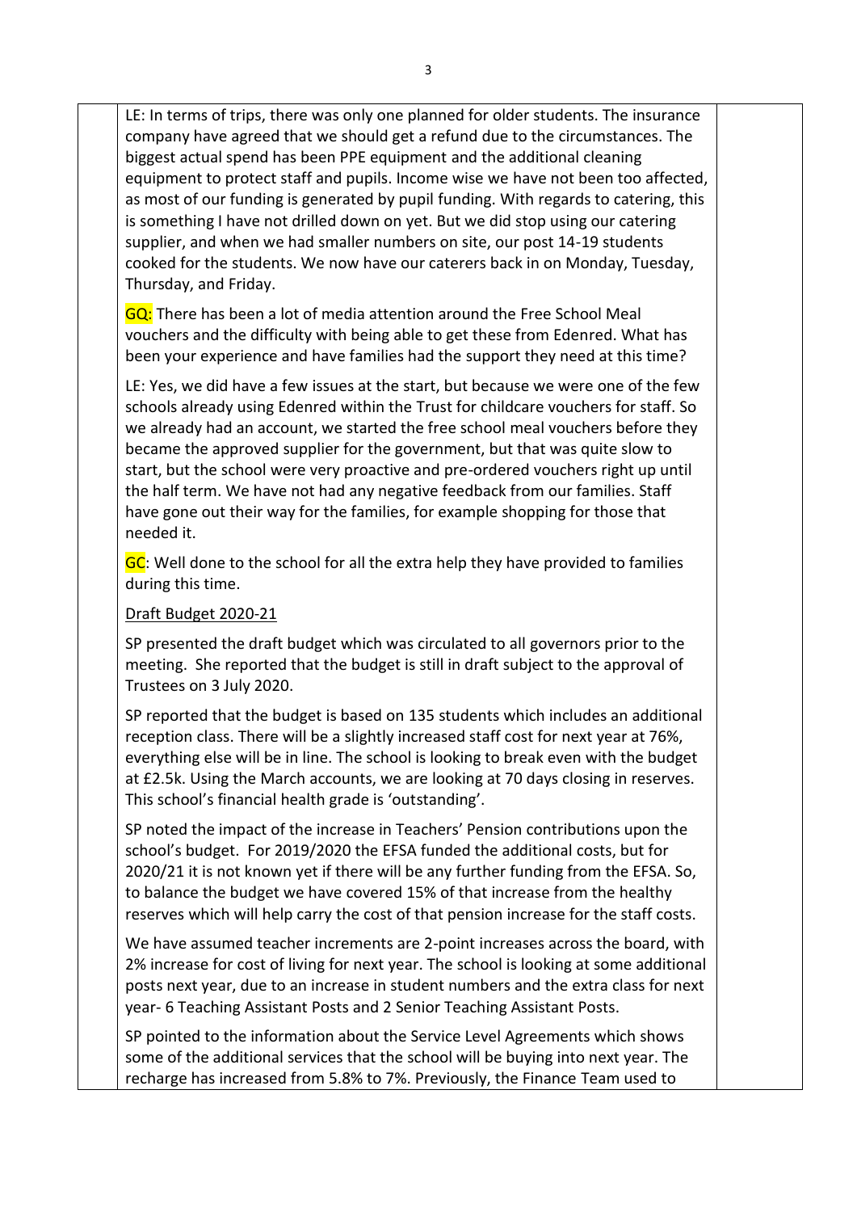LE: In terms of trips, there was only one planned for older students. The insurance company have agreed that we should get a refund due to the circumstances. The biggest actual spend has been PPE equipment and the additional cleaning equipment to protect staff and pupils. Income wise we have not been too affected, as most of our funding is generated by pupil funding. With regards to catering, this is something I have not drilled down on yet. But we did stop using our catering supplier, and when we had smaller numbers on site, our post 14-19 students cooked for the students. We now have our caterers back in on Monday, Tuesday, Thursday, and Friday.

GQ: There has been a lot of media attention around the Free School Meal vouchers and the difficulty with being able to get these from Edenred. What has been your experience and have families had the support they need at this time?

LE: Yes, we did have a few issues at the start, but because we were one of the few schools already using Edenred within the Trust for childcare vouchers for staff. So we already had an account, we started the free school meal vouchers before they became the approved supplier for the government, but that was quite slow to start, but the school were very proactive and pre-ordered vouchers right up until the half term. We have not had any negative feedback from our families. Staff have gone out their way for the families, for example shopping for those that needed it.

GC: Well done to the school for all the extra help they have provided to families during this time.

<u>Draft Budget 2020-21</u>

SP presented the draft budget which was circulated to all governors prior to the meeting. She reported that the budget is still in draft subject to the approval of Trustees on 3 July 2020.

SP reported that the budget is based on 135 students which includes an additional reception class. There will be a slightly increased staff cost for next year at 76%, everything else will be in line. The school is looking to break even with the budget at £2.5k. Using the March accounts, we are looking at 70 days closing in reserves. This school's financial health grade is 'outstanding'.

SP noted the impact of the increase in Teachers' Pension contributions upon the school's budget. For 2019/2020 the EFSA funded the additional costs, but for 2020/21 it is not known yet if there will be any further funding from the EFSA. So, to balance the budget we have covered 15% of that increase from the healthy reserves which will help carry the cost of that pension increase for the staff costs.

We have assumed teacher increments are 2-point increases across the board, with 2% increase for cost of living for next year. The school is looking at some additional posts next year, due to an increase in student numbers and the extra class for next year- 6 Teaching Assistant Posts and 2 Senior Teaching Assistant Posts.

SP pointed to the information about the Service Level Agreements which shows some of the additional services that the school will be buying into next year. The recharge has increased from 5.8% to 7%. Previously, the Finance Team used to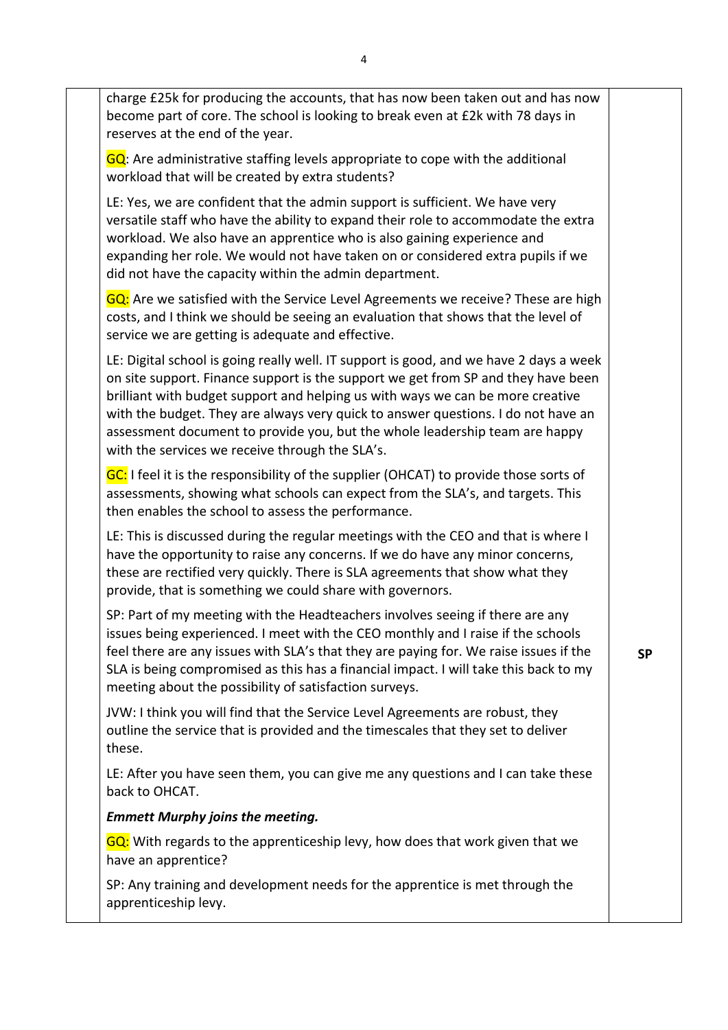| | | |
|---|---|---|
| | charge £25k for producing the accounts, that has now been taken out and has now become part of core. The school is looking to break even at £2k with 78 days in reserves at the end of the year.<br><br>GQ: Are administrative staffing levels appropriate to cope with the additional workload that will be created by extra students?<br><br>LE: Yes, we are confident that the admin support is sufficient. We have very versatile staff who have the ability to expand their role to accommodate the extra workload. We also have an apprentice who is also gaining experience and expanding her role. We would not have taken on or considered extra pupils if we did not have the capacity within the admin department.<br><br>GQ: Are we satisfied with the Service Level Agreements we receive? These are high costs, and I think we should be seeing an evaluation that shows that the level of service we are getting is adequate and effective.<br><br>LE: Digital school is going really well. IT support is good, and we have 2 days a week on site support. Finance support is the support we get from SP and they have been brilliant with budget support and helping us with ways we can be more creative with the budget. They are always very quick to answer questions. I do not have an assessment document to provide you, but the whole leadership team are happy with the services we receive through the SLA's.<br><br>GC: I feel it is the responsibility of the supplier (OHCAT) to provide those sorts of assessments, showing what schools can expect from the SLA's, and targets. This then enables the school to assess the performance.<br><br>LE: This is discussed during the regular meetings with the CEO and that is where I have the opportunity to raise any concerns. If we do have any minor concerns, these are rectified very quickly. There is SLA agreements that show what they provide, that is something we could share with governors.<br><br>SP: Part of my meeting with the Headteachers involves seeing if there are any issues being experienced. I meet with the CEO monthly and I raise if the schools feel there are any issues with SLA's that they are paying for. We raise issues if the SLA is being compromised as this has a financial impact. I will take this back to my meeting about the possibility of satisfaction surveys.<br><br>JVW: I think you will find that the Service Level Agreements are robust, they outline the service that is provided and the timescales that they set to deliver these.<br><br>LE: After you have seen them, you can give me any questions and I can take these back to OHCAT.<br><br>***Emmett Murphy joins the meeting.***<br><br>GQ: With regards to the apprenticeship levy, how does that work given that we have an apprentice?<br><br>SP: Any training and development needs for the apprentice is met through the apprenticeship levy. | **SP** |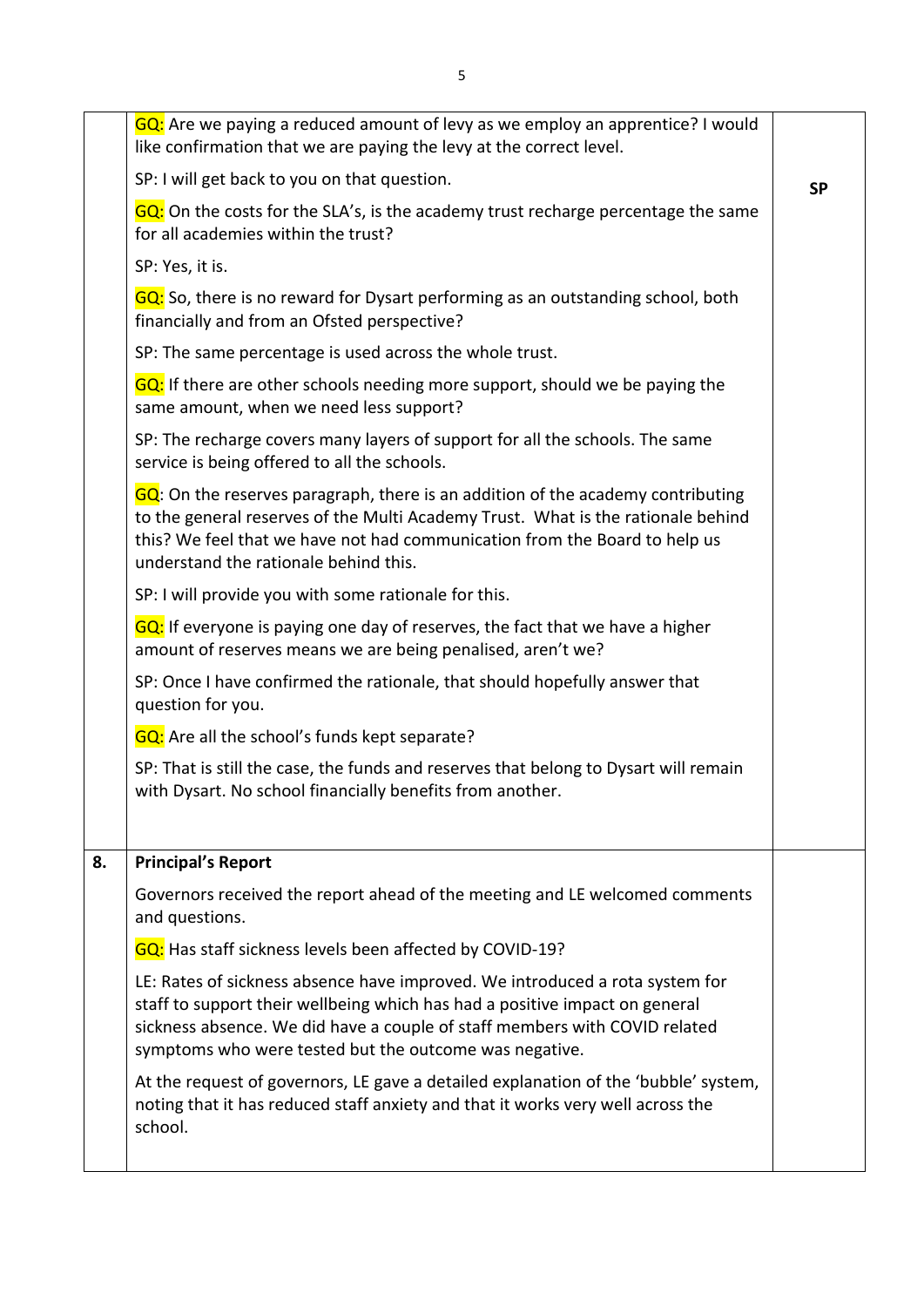| | | |
|---|---|---|
| | GQ: Are we paying a reduced amount of levy as we employ an apprentice? I would like confirmation that we are paying the levy at the correct level.<br><br>SP: I will get back to you on that question.<br><br>GQ: On the costs for the SLA's, is the academy trust recharge percentage the same for all academies within the trust?<br><br>SP: Yes, it is.<br><br>GQ: So, there is no reward for Dysart performing as an outstanding school, both financially and from an Ofsted perspective?<br><br>SP: The same percentage is used across the whole trust.<br><br>GQ: If there are other schools needing more support, should we be paying the same amount, when we need less support?<br><br>SP: The recharge covers many layers of support for all the schools. The same service is being offered to all the schools.<br><br>GQ: On the reserves paragraph, there is an addition of the academy contributing to the general reserves of the Multi Academy Trust. What is the rationale behind this? We feel that we have not had communication from the Board to help us understand the rationale behind this.<br><br>SP: I will provide you with some rationale for this.<br><br>GQ: If everyone is paying one day of reserves, the fact that we have a higher amount of reserves means we are being penalised, aren't we?<br><br>SP: Once I have confirmed the rationale, that should hopefully answer that question for you.<br><br>GQ: Are all the school's funds kept separate?<br><br>SP: That is still the case, the funds and reserves that belong to Dysart will remain with Dysart. No school financially benefits from another. | **SP** |
| **8.** | **Principal's Report**<br><br>Governors received the report ahead of the meeting and LE welcomed comments and questions.<br><br>GQ: Has staff sickness levels been affected by COVID-19?<br><br>LE: Rates of sickness absence have improved. We introduced a rota system for staff to support their wellbeing which has had a positive impact on general sickness absence. We did have a couple of staff members with COVID related symptoms who were tested but the outcome was negative.<br><br>At the request of governors, LE gave a detailed explanation of the 'bubble' system, noting that it has reduced staff anxiety and that it works very well across the school. | |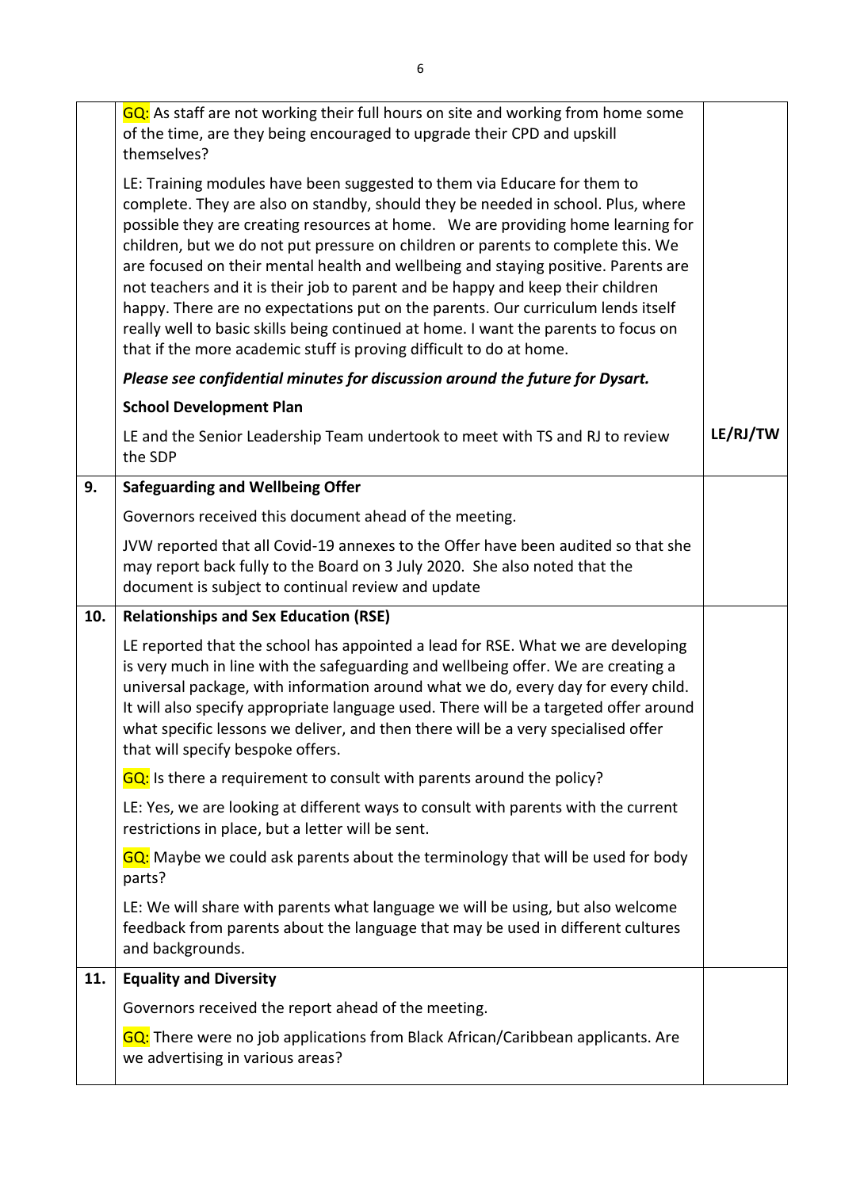| | | |
|---|---|---|
| | GQ: As staff are not working their full hours on site and working from home some of the time, are they being encouraged to upgrade their CPD and upskill themselves?<br><br>LE: Training modules have been suggested to them via Educare for them to complete. They are also on standby, should they be needed in school. Plus, where possible they are creating resources at home. We are providing home learning for children, but we do not put pressure on children or parents to complete this. We are focused on their mental health and wellbeing and staying positive. Parents are not teachers and it is their job to parent and be happy and keep their children happy. There are no expectations put on the parents. Our curriculum lends itself really well to basic skills being continued at home. I want the parents to focus on that if the more academic stuff is proving difficult to do at home.<br><br>***Please see confidential minutes for discussion around the future for Dysart.***<br><br>**School Development Plan**<br><br>LE and the Senior Leadership Team undertook to meet with TS and RJ to review the SDP | **LE/RJ/TW** |
| **9.** | **Safeguarding and Wellbeing Offer**<br><br>Governors received this document ahead of the meeting.<br><br>JVW reported that all Covid-19 annexes to the Offer have been audited so that she may report back fully to the Board on 3 July 2020. She also noted that the document is subject to continual review and update | |
| **10.** | **Relationships and Sex Education (RSE)**<br><br>LE reported that the school has appointed a lead for RSE. What we are developing is very much in line with the safeguarding and wellbeing offer. We are creating a universal package, with information around what we do, every day for every child. It will also specify appropriate language used. There will be a targeted offer around what specific lessons we deliver, and then there will be a very specialised offer that will specify bespoke offers.<br><br>GQ: Is there a requirement to consult with parents around the policy?<br><br>LE: Yes, we are looking at different ways to consult with parents with the current restrictions in place, but a letter will be sent.<br><br>GQ: Maybe we could ask parents about the terminology that will be used for body parts?<br><br>LE: We will share with parents what language we will be using, but also welcome feedback from parents about the language that may be used in different cultures and backgrounds. | |
| **11.** | **Equality and Diversity**<br><br>Governors received the report ahead of the meeting.<br><br>GQ: There were no job applications from Black African/Caribbean applicants. Are we advertising in various areas? | |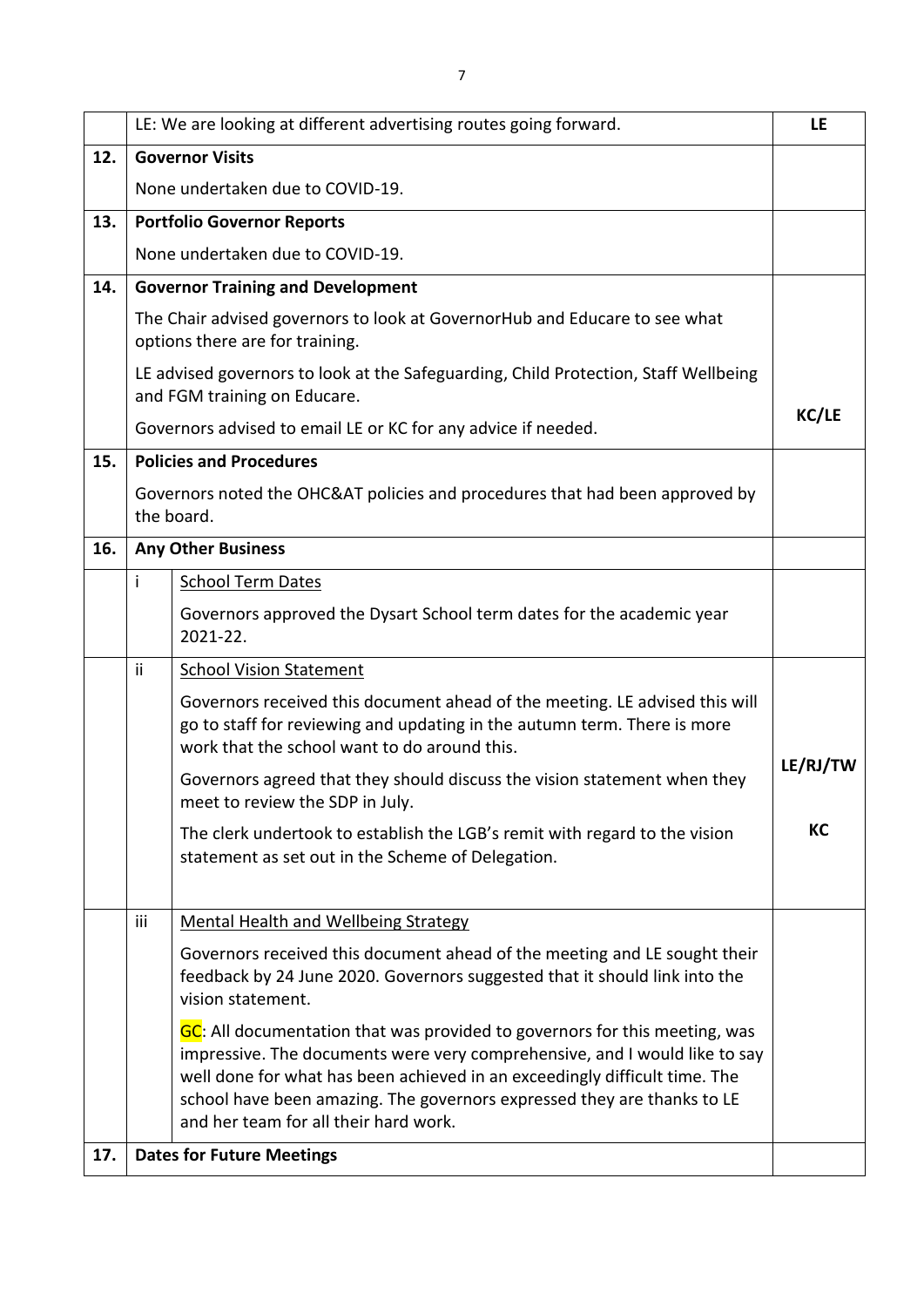| | | | |
|---|---|---|---|
| | LE: We are looking at different advertising routes going forward. | | LE |
| 12. | **Governor Visits** | | |
| | None undertaken due to COVID-19. | | |
| 13. | **Portfolio Governor Reports** | | |
| | None undertaken due to COVID-19. | | |
| 14. | **Governor Training and Development** | | |
| | The Chair advised governors to look at GovernorHub and Educare to see what options there are for training.<br><br>LE advised governors to look at the Safeguarding, Child Protection, Staff Wellbeing and FGM training on Educare.<br><br>Governors advised to email LE or KC for any advice if needed. | | KC/LE |
| 15. | **Policies and Procedures** | | |
| | Governors noted the OHC&AT policies and procedures that had been approved by the board. | | |
| 16. | **Any Other Business** | | |
| | i | <u>School Term Dates</u><br><br>Governors approved the Dysart School term dates for the academic year 2021-22. | |
| | ii | <u>School Vision Statement</u><br><br>Governors received this document ahead of the meeting. LE advised this will go to staff for reviewing and updating in the autumn term. There is more work that the school want to do around this.<br><br>Governors agreed that they should discuss the vision statement when they meet to review the SDP in July.<br><br>The clerk undertook to establish the LGB's remit with regard to the vision statement as set out in the Scheme of Delegation. | LE/RJ/TW<br><br>KC |
| | iii | <u>Mental Health and Wellbeing Strategy</u><br><br>Governors received this document ahead of the meeting and LE sought their feedback by 24 June 2020. Governors suggested that it should link into the vision statement.<br><br>GC: All documentation that was provided to governors for this meeting, was impressive. The documents were very comprehensive, and I would like to say well done for what has been achieved in an exceedingly difficult time. The school have been amazing. The governors expressed they are thanks to LE and her team for all their hard work. | |
| 17. | **Dates for Future Meetings** | | |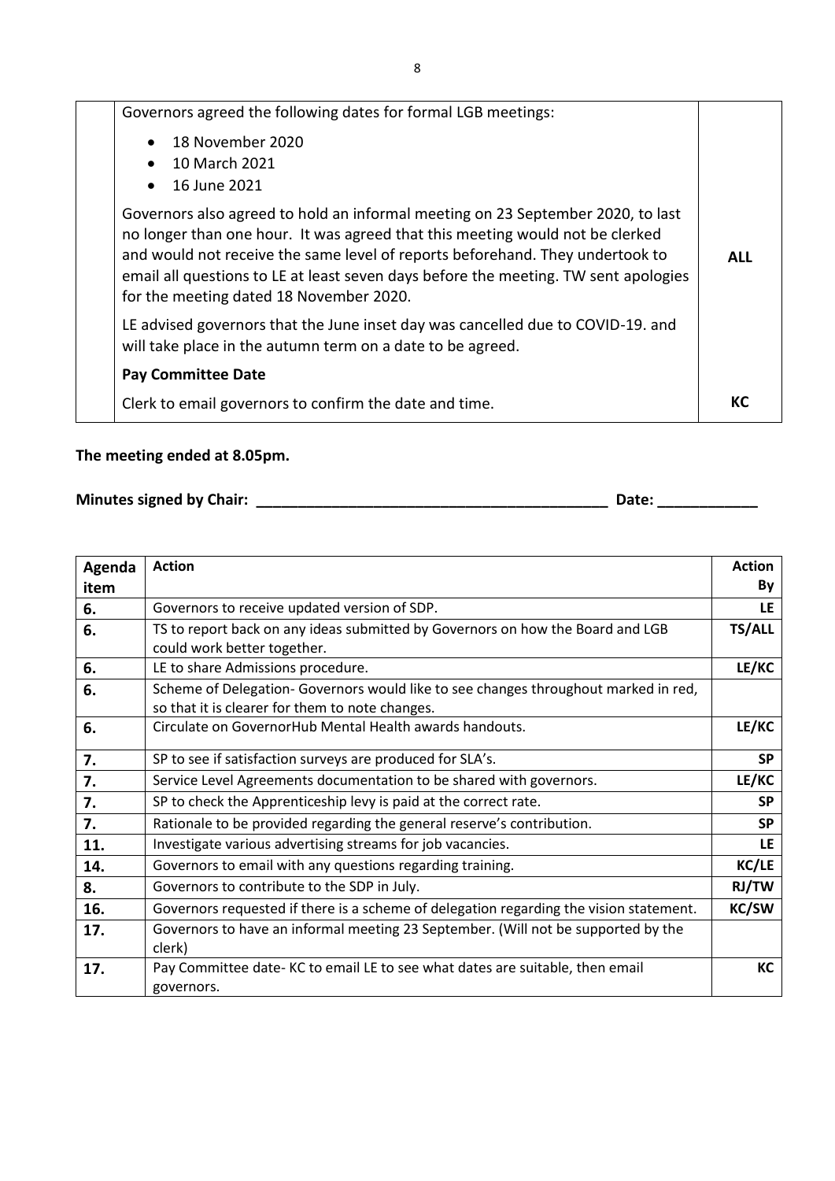| | | |
|---|---|---|
| | Governors agreed the following dates for formal LGB meetings:<br>• 18 November 2020<br>• 10 March 2021<br>• 16 June 2021<br><br>Governors also agreed to hold an informal meeting on 23 September 2020, to last no longer than one hour. It was agreed that this meeting would not be clerked and would not receive the same level of reports beforehand. They undertook to email all questions to LE at least seven days before the meeting. TW sent apologies for the meeting dated 18 November 2020.<br><br>LE advised governors that the June inset day was cancelled due to COVID-19. and will take place in the autumn term on a date to be agreed. | **ALL** |
| | **Pay Committee Date**<br><br>Clerk to email governors to confirm the date and time. | **KC** |

**The meeting ended at 8.05pm.**

**Minutes signed by Chair: \_\_\_\_\_\_\_\_\_\_\_\_\_\_\_\_\_\_\_\_\_\_\_\_\_\_\_\_\_\_\_\_\_\_\_\_\_\_\_\_\_\_ Date: \_\_\_\_\_\_\_\_\_\_\_\_**

| Agenda item | Action | Action By |
|---|---|---|
| **6.** | Governors to receive updated version of SDP. | **LE** |
| **6.** | TS to report back on any ideas submitted by Governors on how the Board and LGB could work better together. | **TS/ALL** |
| **6.** | LE to share Admissions procedure. | **LE/KC** |
| **6.** | Scheme of Delegation- Governors would like to see changes throughout marked in red, so that it is clearer for them to note changes. | |
| **6.** | Circulate on GovernorHub Mental Health awards handouts. | **LE/KC** |
| **7.** | SP to see if satisfaction surveys are produced for SLA's. | **SP** |
| **7.** | Service Level Agreements documentation to be shared with governors. | **LE/KC** |
| **7.** | SP to check the Apprenticeship levy is paid at the correct rate. | **SP** |
| **7.** | Rationale to be provided regarding the general reserve's contribution. | **SP** |
| **11.** | Investigate various advertising streams for job vacancies. | **LE** |
| **14.** | Governors to email with any questions regarding training. | **KC/LE** |
| **8.** | Governors to contribute to the SDP in July. | **RJ/TW** |
| **16.** | Governors requested if there is a scheme of delegation regarding the vision statement. | **KC/SW** |
| **17.** | Governors to have an informal meeting 23 September. (Will not be supported by the clerk) | |
| **17.** | Pay Committee date- KC to email LE to see what dates are suitable, then email governors. | **KC** |